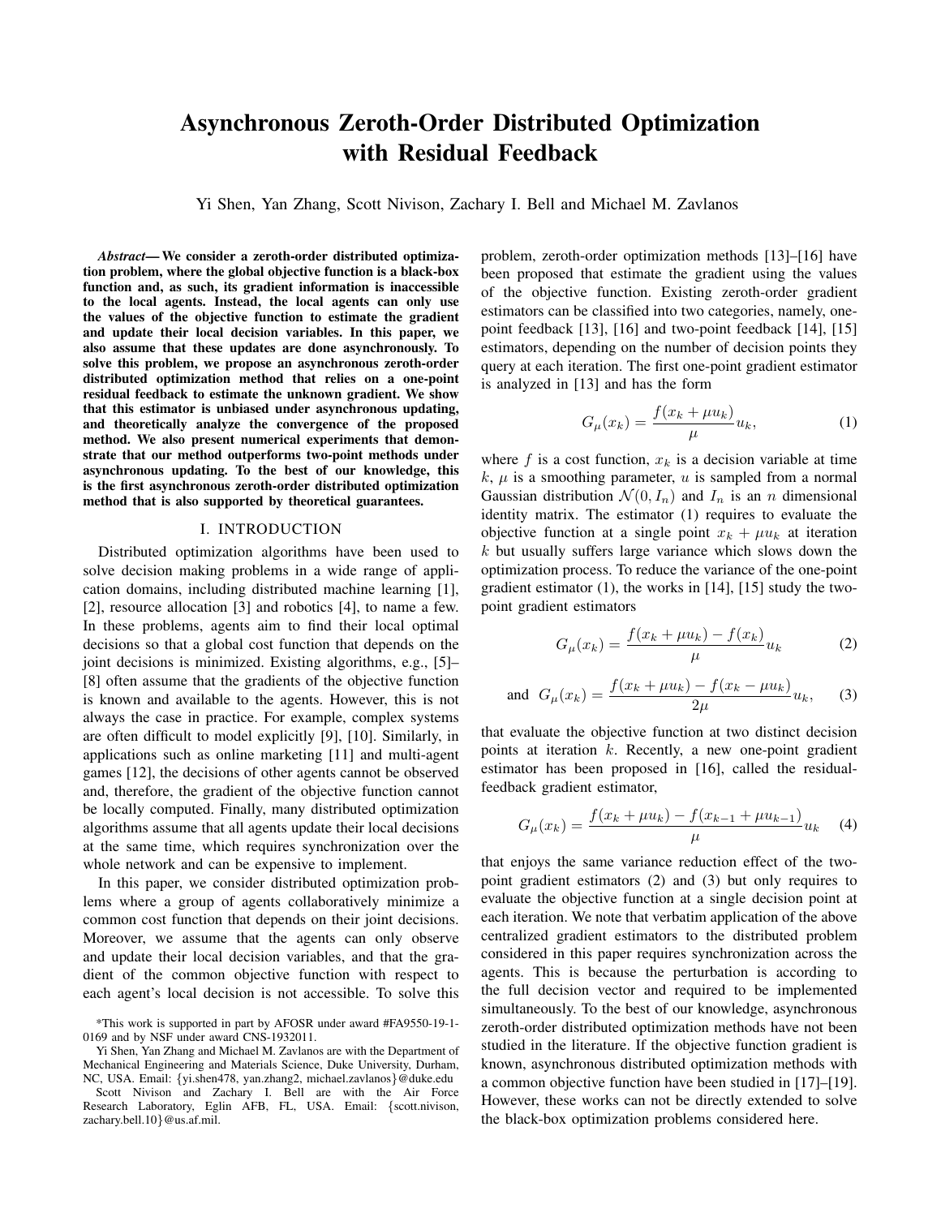# Asynchronous Zeroth-Order Distributed Optimization with Residual Feedback

Yi Shen, Yan Zhang, Scott Nivison, Zachary I. Bell and Michael M. Zavlanos

***Abstract*— We consider a zeroth-order distributed optimization problem, where the global objective function is a black-box function and, as such, its gradient information is inaccessible to the local agents. Instead, the local agents can only use the values of the objective function to estimate the gradient and update their local decision variables. In this paper, we also assume that these updates are done asynchronously. To solve this problem, we propose an asynchronous zeroth-order distributed optimization method that relies on a one-point residual feedback to estimate the unknown gradient. We show that this estimator is unbiased under asynchronous updating, and theoretically analyze the convergence of the proposed method. We also present numerical experiments that demonstrate that our method outperforms two-point methods under asynchronous updating. To the best of our knowledge, this is the first asynchronous zeroth-order distributed optimization method that is also supported by theoretical guarantees.**

## I. INTRODUCTION

Distributed optimization algorithms have been used to solve decision making problems in a wide range of application domains, including distributed machine learning [1], [2], resource allocation [3] and robotics [4], to name a few. In these problems, agents aim to find their local optimal decisions so that a global cost function that depends on the joint decisions is minimized. Existing algorithms, e.g., [5]–[8] often assume that the gradients of the objective function is known and available to the agents. However, this is not always the case in practice. For example, complex systems are often difficult to model explicitly [9], [10]. Similarly, in applications such as online marketing [11] and multi-agent games [12], the decisions of other agents cannot be observed and, therefore, the gradient of the objective function cannot be locally computed. Finally, many distributed optimization algorithms assume that all agents update their local decisions at the same time, which requires synchronization over the whole network and can be expensive to implement.

In this paper, we consider distributed optimization problems where a group of agents collaboratively minimize a common cost function that depends on their joint decisions. Moreover, we assume that the agents can only observe and update their local decision variables, and that the gradient of the common objective function with respect to each agent's local decision is not accessible. To solve this problem, zeroth-order optimization methods [13]–[16] have been proposed that estimate the gradient using the values of the objective function. Existing zeroth-order gradient estimators can be classified into two categories, namely, one-point feedback [13], [16] and two-point feedback [14], [15] estimators, depending on the number of decision points they query at each iteration. The first one-point gradient estimator is analyzed in [13] and has the form

$$G_\mu(x_k) = \frac{f(x_k + \mu u_k)}{\mu} u_k, \tag{1}$$

where $f$ is a cost function, $x_k$ is a decision variable at time $k$, $\mu$ is a smoothing parameter, $u$ is sampled from a normal Gaussian distribution $\mathcal{N}(0, I_n)$ and $I_n$ is an $n$ dimensional identity matrix. The estimator (1) requires to evaluate the objective function at a single point $x_k + \mu u_k$ at iteration $k$ but usually suffers large variance which slows down the optimization process. To reduce the variance of the one-point gradient estimator (1), the works in [14], [15] study the two-point gradient estimators

$$G_\mu(x_k) = \frac{f(x_k + \mu u_k) - f(x_k)}{\mu} u_k \tag{2}$$

$$\text{and } \; G_\mu(x_k) = \frac{f(x_k + \mu u_k) - f(x_k - \mu u_k)}{2\mu} u_k, \tag{3}$$

that evaluate the objective function at two distinct decision points at iteration $k$. Recently, a new one-point gradient estimator has been proposed in [16], called the residual-feedback gradient estimator,

$$G_\mu(x_k) = \frac{f(x_k + \mu u_k) - f(x_{k-1} + \mu u_{k-1})}{\mu} u_k \tag{4}$$

that enjoys the same variance reduction effect of the two-point gradient estimators (2) and (3) but only requires to evaluate the objective function at a single decision point at each iteration. We note that verbatim application of the above centralized gradient estimators to the distributed problem considered in this paper requires synchronization across the agents. This is because the perturbation is according to the full decision vector and required to be implemented simultaneously. To the best of our knowledge, asynchronous zeroth-order distributed optimization methods have not been studied in the literature. If the objective function gradient is known, asynchronous distributed optimization methods with a common objective function have been studied in [17]–[19]. However, these works can not be directly extended to solve the black-box optimization problems considered here.

*This work is supported in part by AFOSR under award #FA9550-19-1-0169 and by NSF under award CNS-1932011.

Yi Shen, Yan Zhang and Michael M. Zavlanos are with the Department of Mechanical Engineering and Materials Science, Duke University, Durham, NC, USA. Email: {yi.shen478, yan.zhang2, michael.zavlanos}@duke.edu

Scott Nivison and Zachary I. Bell are with the Air Force Research Laboratory, Eglin AFB, FL, USA. Email: {scott.nivison, zachary.bell.10}@us.af.mil.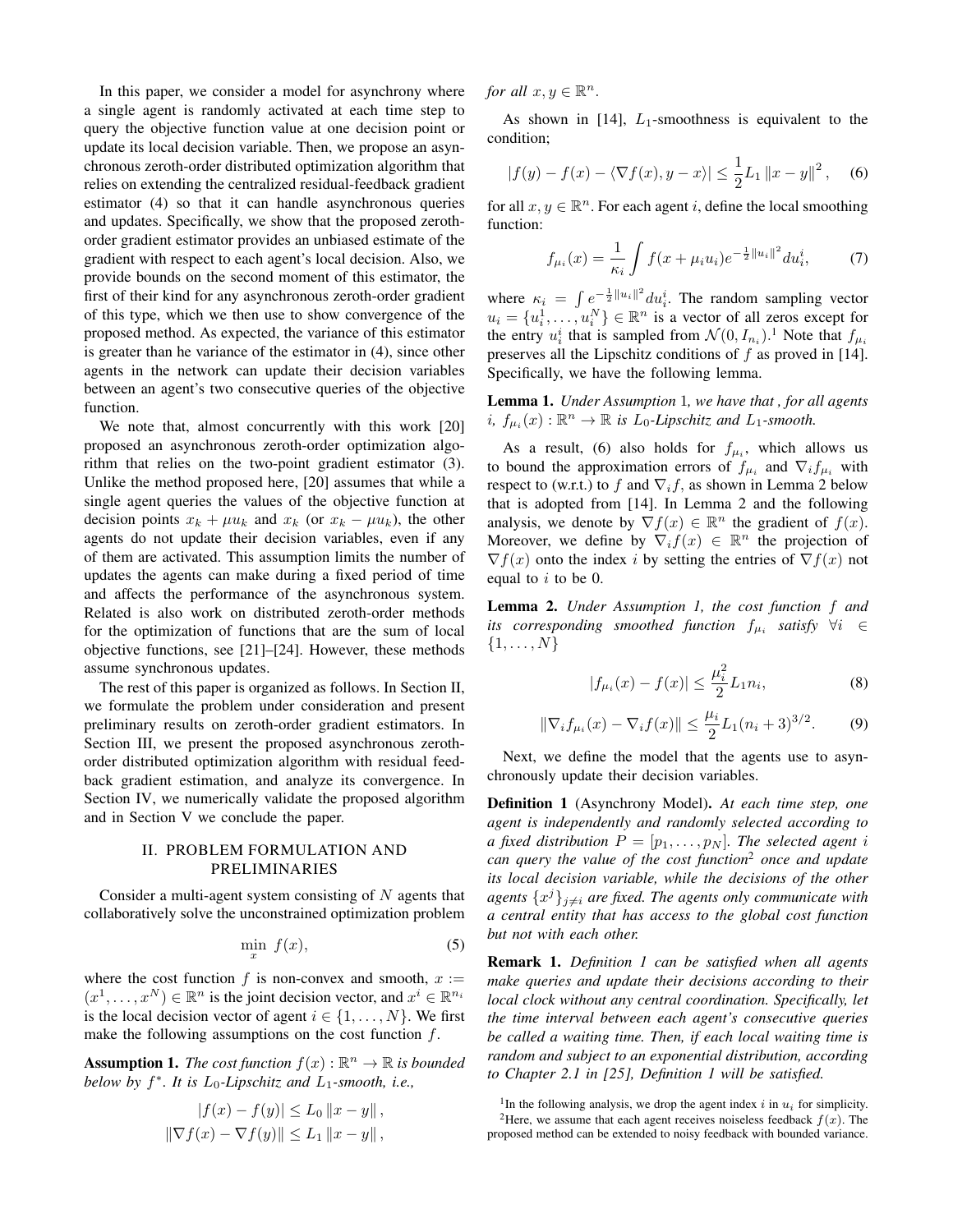In this paper, we consider a model for asynchrony where a single agent is randomly activated at each time step to query the objective function value at one decision point or update its local decision variable. Then, we propose an asynchronous zeroth-order distributed optimization algorithm that relies on extending the centralized residual-feedback gradient estimator (4) so that it can handle asynchronous queries and updates. Specifically, we show that the proposed zeroth-order gradient estimator provides an unbiased estimate of the gradient with respect to each agent's local decision. Also, we provide bounds on the second moment of this estimator, the first of their kind for any asynchronous zeroth-order gradient of this type, which we then use to show convergence of the proposed method. As expected, the variance of this estimator is greater than he variance of the estimator in (4), since other agents in the network can update their decision variables between an agent's two consecutive queries of the objective function.

We note that, almost concurrently with this work [20] proposed an asynchronous zeroth-order optimization algorithm that relies on the two-point gradient estimator (3). Unlike the method proposed here, [20] assumes that while a single agent queries the values of the objective function at decision points $x_k + \mu u_k$ and $x_k$ (or $x_k - \mu u_k$), the other agents do not update their decision variables, even if any of them are activated. This assumption limits the number of updates the agents can make during a fixed period of time and affects the performance of the asynchronous system. Related is also work on distributed zeroth-order methods for the optimization of functions that are the sum of local objective functions, see [21]–[24]. However, these methods assume synchronous updates.

The rest of this paper is organized as follows. In Section II, we formulate the problem under consideration and present preliminary results on zeroth-order gradient estimators. In Section III, we present the proposed asynchronous zeroth-order distributed optimization algorithm with residual feedback gradient estimation, and analyze its convergence. In Section IV, we numerically validate the proposed algorithm and in Section V we conclude the paper.

## II. PROBLEM FORMULATION AND PRELIMINARIES

Consider a multi-agent system consisting of $N$ agents that collaboratively solve the unconstrained optimization problem

$$\min_{x} \; f(x), \tag{5}$$

where the cost function $f$ is non-convex and smooth, $x := (x^1, \dots, x^N) \in \mathbb{R}^n$ is the joint decision vector, and $x^i \in \mathbb{R}^{n_i}$ is the local decision vector of agent $i \in \{1, \dots, N\}$. We first make the following assumptions on the cost function $f$.

**Assumption 1.** *The cost function $f(x) : \mathbb{R}^n \to \mathbb{R}$ is bounded below by $f^*$. It is $L_0$-Lipschitz and $L_1$-smooth, i.e.,*

$$|f(x) - f(y)| \leq L_0 \|x - y\|,$$
$$\|\nabla f(x) - \nabla f(y)\| \leq L_1 \|x - y\|,$$

*for all $x, y \in \mathbb{R}^n$.*

As shown in [14], $L_1$-smoothness is equivalent to the condition;

$$|f(y) - f(x) - \langle \nabla f(x), y - x \rangle| \leq \frac{1}{2} L_1 \|x - y\|^2, \tag{6}$$

for all $x, y \in \mathbb{R}^n$. For each agent $i$, define the local smoothing function:

$$f_{\mu_i}(x) = \frac{1}{\kappa_i} \int f(x + \mu_i u_i) e^{-\frac{1}{2}\|u_i\|^2} du_i^i, \tag{7}$$

where $\kappa_i = \int e^{-\frac{1}{2}\|u_i\|^2} du_i^i$. The random sampling vector $u_i = \{u_i^1, \dots, u_i^N\} \in \mathbb{R}^n$ is a vector of all zeros except for the entry $u_i^i$ that is sampled from $\mathcal{N}(0, I_{n_i})$.[1] Note that $f_{\mu_i}$ preserves all the Lipschitz conditions of $f$ as proved in [14]. Specifically, we have the following lemma.

**Lemma 1.** *Under Assumption 1, we have that , for all agents $i$, $f_{\mu_i}(x) : \mathbb{R}^n \to \mathbb{R}$ is $L_0$-Lipschitz and $L_1$-smooth.*

As a result, (6) also holds for $f_{\mu_i}$, which allows us to bound the approximation errors of $f_{\mu_i}$ and $\nabla_i f_{\mu_i}$ with respect to (w.r.t.) to $f$ and $\nabla_i f$, as shown in Lemma 2 below that is adopted from [14]. In Lemma 2 and the following analysis, we denote by $\nabla f(x) \in \mathbb{R}^n$ the gradient of $f(x)$. Moreover, we define by $\nabla_i f(x) \in \mathbb{R}^n$ the projection of $\nabla f(x)$ onto the index $i$ by setting the entries of $\nabla f(x)$ not equal to $i$ to be 0.

**Lemma 2.** *Under Assumption 1, the cost function $f$ and its corresponding smoothed function $f_{\mu_i}$ satisfy $\forall i \in \{1, \dots, N\}$*

$$|f_{\mu_i}(x) - f(x)| \leq \frac{\mu_i^2}{2} L_1 n_i, \tag{8}$$

$$\|\nabla_i f_{\mu_i}(x) - \nabla_i f(x)\| \leq \frac{\mu_i}{2} L_1 (n_i + 3)^{3/2}. \tag{9}$$

Next, we define the model that the agents use to asynchronously update their decision variables.

**Definition 1** (Asynchrony Model). *At each time step, one agent is independently and randomly selected according to a fixed distribution $P = [p_1, \dots, p_N]$. The selected agent $i$ can query the value of the cost function*[2] *once and update its local decision variable, while the decisions of the other agents $\{x^j\}_{j \neq i}$ are fixed. The agents only communicate with a central entity that has access to the global cost function but not with each other.*

**Remark 1.** *Definition 1 can be satisfied when all agents make queries and update their decisions according to their local clock without any central coordination. Specifically, let the time interval between each agent's consecutive queries be called a waiting time. Then, if each local waiting time is random and subject to an exponential distribution, according to Chapter 2.1 in [25], Definition 1 will be satisfied.*

[1] In the following analysis, we drop the agent index $i$ in $u_i$ for simplicity.

[2] Here, we assume that each agent receives noiseless feedback $f(x)$. The proposed method can be extended to noisy feedback with bounded variance.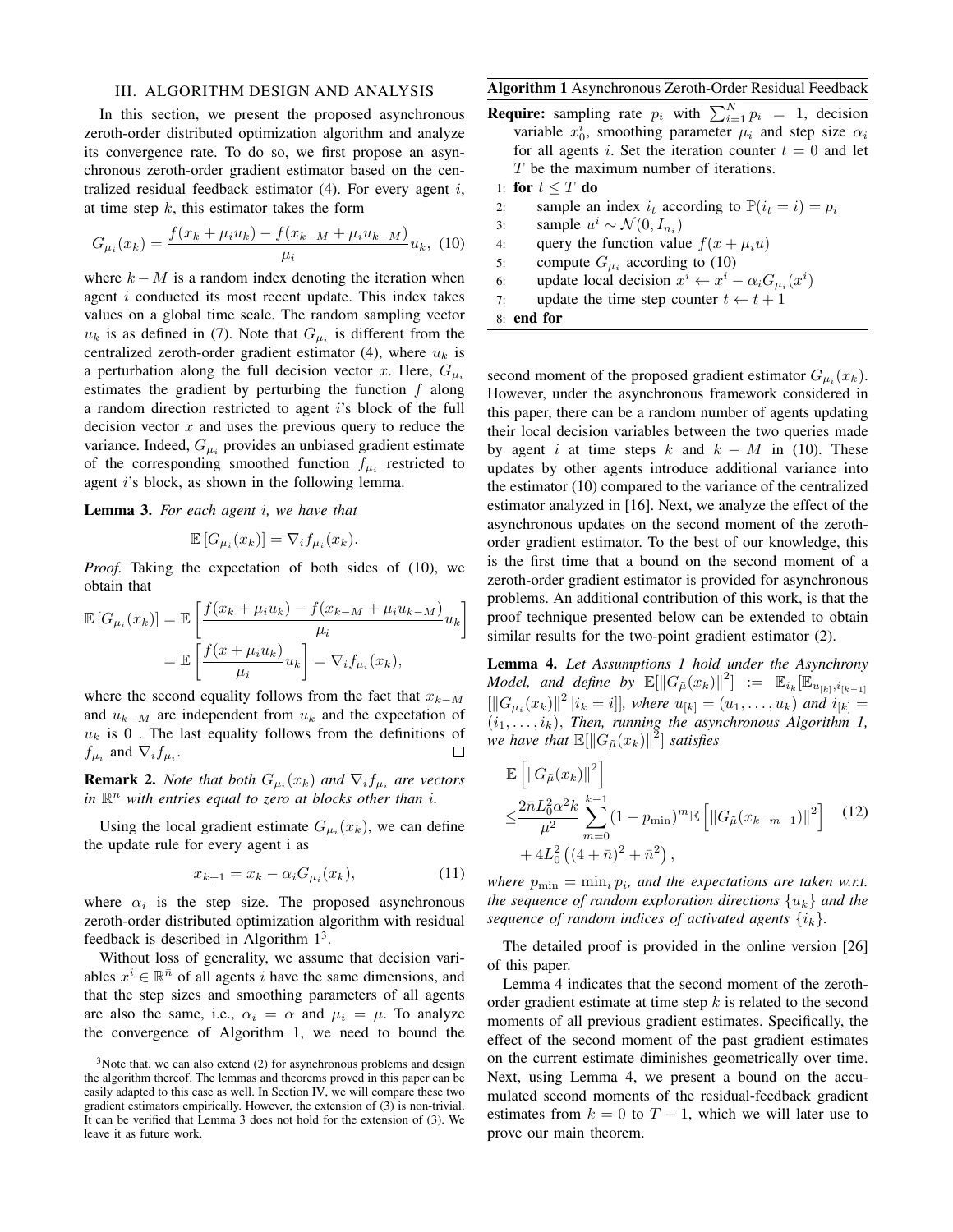## III. ALGORITHM DESIGN AND ANALYSIS

In this section, we present the proposed asynchronous zeroth-order distributed optimization algorithm and analyze its convergence rate. To do so, we first propose an asynchronous zeroth-order gradient estimator based on the centralized residual feedback estimator (4). For every agent $i$, at time step $k$, this estimator takes the form

$$G_{\mu_i}(x_k) = \frac{f(x_k + \mu_i u_k) - f(x_{k-M} + \mu_i u_{k-M})}{\mu_i} u_k, \quad (10)$$

where $k - M$ is a random index denoting the iteration when agent $i$ conducted its most recent update. This index takes values on a global time scale. The random sampling vector $u_k$ is as defined in (7). Note that $G_{\mu_i}$ is different from the centralized zeroth-order gradient estimator (4), where $u_k$ is a perturbation along the full decision vector $x$. Here, $G_{\mu_i}$ estimates the gradient by perturbing the function $f$ along a random direction restricted to agent $i$'s block of the full decision vector $x$ and uses the previous query to reduce the variance. Indeed, $G_{\mu_i}$ provides an unbiased gradient estimate of the corresponding smoothed function $f_{\mu_i}$ restricted to agent $i$'s block, as shown in the following lemma.

**Lemma 3.** *For each agent $i$, we have that*

$$\mathbb{E}\left[G_{\mu_i}(x_k)\right] = \nabla_i f_{\mu_i}(x_k).$$

*Proof.* Taking the expectation of both sides of (10), we obtain that

$$\begin{aligned}\mathbb{E}\left[G_{\mu_i}(x_k)\right] &= \mathbb{E}\left[\frac{f(x_k + \mu_i u_k) - f(x_{k-M} + \mu_i u_{k-M})}{\mu_i} u_k\right] \\ &= \mathbb{E}\left[\frac{f(x + \mu_i u_k)}{\mu_i} u_k\right] = \nabla_i f_{\mu_i}(x_k),\end{aligned}$$

where the second equality follows from the fact that $x_{k-M}$ and $u_{k-M}$ are independent from $u_k$ and the expectation of $u_k$ is 0 . The last equality follows from the definitions of $f_{\mu_i}$ and $\nabla_i f_{\mu_i}$. ◻

**Remark 2.** *Note that both $G_{\mu_i}(x_k)$ and $\nabla_i f_{\mu_i}$ are vectors in $\mathbb{R}^n$ with entries equal to zero at blocks other than $i$.*

Using the local gradient estimate $G_{\mu_i}(x_k)$, we can define the update rule for every agent i as

$$x_{k+1} = x_k - \alpha_i G_{\mu_i}(x_k), \quad (11)$$

where $\alpha_i$ is the step size. The proposed asynchronous zeroth-order distributed optimization algorithm with residual feedback is described in Algorithm 1[3].

Without loss of generality, we assume that decision variables $x^i \in \mathbb{R}^{\bar{n}}$ of all agents $i$ have the same dimensions, and that the step sizes and smoothing parameters of all agents are also the same, i.e., $\alpha_i = \alpha$ and $\mu_i = \mu$. To analyze the convergence of Algorithm 1, we need to bound the second moment of the proposed gradient estimator $G_{\mu_i}(x_k)$. However, under the asynchronous framework considered in this paper, there can be a random number of agents updating their local decision variables between the two queries made by agent $i$ at time steps $k$ and $k - M$ in (10). These updates by other agents introduce additional variance into the estimator (10) compared to the variance of the centralized estimator analyzed in [16]. Next, we analyze the effect of the asynchronous updates on the second moment of the zeroth-order gradient estimator. To the best of our knowledge, this is the first time that a bound on the second moment of a zeroth-order gradient estimator is provided for asynchronous problems. An additional contribution of this work, is that the proof technique presented below can be extended to obtain similar results for the two-point gradient estimator (2).

**Algorithm 1** Asynchronous Zeroth-Order Residual Feedback

**Require:** sampling rate $p_i$ with $\sum_{i=1}^N p_i = 1$, decision variable $x_0^i$, smoothing parameter $\mu_i$ and step size $\alpha_i$ for all agents $i$. Set the iteration counter $t = 0$ and let $T$ be the maximum number of iterations.

```
1: for t ≤ T do
2:     sample an index i_t according to P(i_t = i) = p_i
3:     sample u^i ~ N(0, I_{n_i})
4:     query the function value f(x + μ_i u)
5:     compute G_{μ_i} according to (10)
6:     update local decision x^i ← x^i − α_i G_{μ_i}(x^i)
7:     update the time step counter t ← t + 1
8: end for
```

**Lemma 4.** *Let Assumptions 1 hold under the Asynchrony Model, and define by $\mathbb{E}[\|G_{\tilde{\mu}}(x_k)\|^2] := \mathbb{E}_{i_k}[\mathbb{E}_{u_{[k]}, i_{[k-1]}}[\|G_{\mu_i}(x_k)\|^2 \,|i_k = i]]$, where $u_{[k]} = (u_1, \ldots, u_k)$ and $i_{[k]} = (i_1, \ldots, i_k)$, Then, running the asynchronous Algorithm 1, we have that $\mathbb{E}[\|G_{\tilde{\mu}}(x_k)\|^2]$ satisfies*

$$\begin{aligned}&\mathbb{E}\left[\|G_{\tilde{\mu}}(x_k)\|^2\right] \\ \leq& \frac{2\bar{n}L_0^2\alpha^2 k}{\mu^2} \sum_{m=0}^{k-1} (1 - p_{\min})^m \mathbb{E}\left[\|G_{\tilde{\mu}}(x_{k-m-1})\|^2\right] \quad (12) \\ &+ 4L_0^2\left((4 + \bar{n})^2 + \bar{n}^2\right),\end{aligned}$$

*where $p_{\min} = \min_i p_i$, and the expectations are taken w.r.t. the sequence of random exploration directions $\{u_k\}$ and the sequence of random indices of activated agents $\{i_k\}$.*

The detailed proof is provided in the online version [26] of this paper.

Lemma 4 indicates that the second moment of the zeroth-order gradient estimate at time step $k$ is related to the second moments of all previous gradient estimates. Specifically, the effect of the second moment of the past gradient estimates on the current estimate diminishes geometrically over time. Next, using Lemma 4, we present a bound on the accumulated second moments of the residual-feedback gradient estimates from $k = 0$ to $T - 1$, which we will later use to prove our main theorem.

[3] Note that, we can also extend (2) for asynchronous problems and design the algorithm thereof. The lemmas and theorems proved in this paper can be easily adapted to this case as well. In Section IV, we will compare these two gradient estimators empirically. However, the extension of (3) is non-trivial. It can be verified that Lemma 3 does not hold for the extension of (3). We leave it as future work.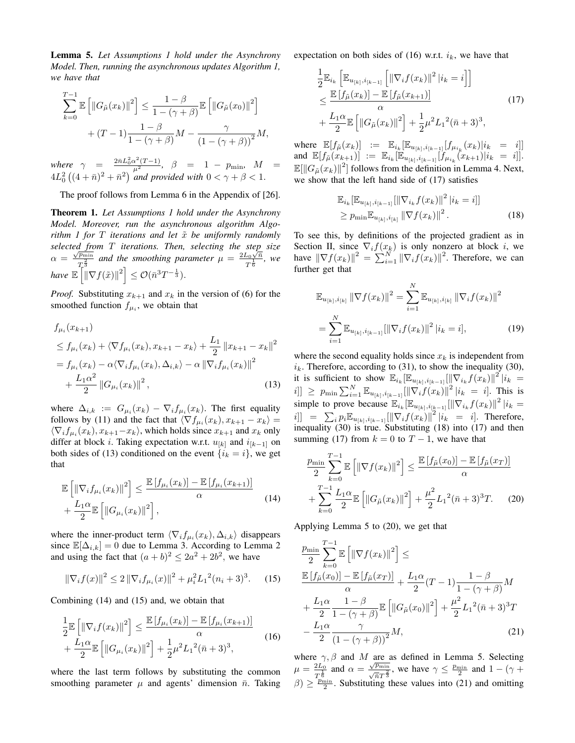**Lemma 5.** *Let Assumptions 1 hold under the Asynchrony Model. Then, running the asynchronous updates Algorithm 1, we have that*

$$\sum_{k=0}^{T-1} \mathbb{E}\left[\left\|G_{\tilde{\mu}}(x_k)\right\|^2\right] \leq \frac{1-\beta}{1-(\gamma+\beta)} \mathbb{E}\left[\left\|G_{\tilde{\mu}}(x_0)\right\|^2\right] + (T-1)\frac{1-\beta}{1-(\gamma+\beta)} M - \frac{\gamma}{\left(1-(\gamma+\beta)\right)^2} M,$$

*where* $\gamma = \frac{2\bar{n}L_0^2\alpha^2(T-1)}{\mu^2}$, $\beta = 1 - p_{\min}$, $M = 4L_0^2\left((4+\bar{n})^2 + \bar{n}^2\right)$ *and provided with* $0 < \gamma + \beta < 1$.

The proof follows from Lemma 6 in the Appendix of [26].

**Theorem 1.** *Let Assumptions 1 hold under the Asynchrony Model. Moreover, run the asynchronous algorithm Algorithm 1 for* $T$ *iterations and let* $\tilde{x}$ *be uniformly randomly selected from* $T$ *iterations. Then, selecting the step size* $\alpha = \frac{\sqrt{p_{\min}}}{T^{\frac{2}{3}}}$ *and the smoothing parameter* $\mu = \frac{2L_0\sqrt{\bar{n}}}{T^{\frac{1}{6}}}$, *we have* $\mathbb{E}\left[\left\|\nabla f(\tilde{x})\right\|^2\right] \leq \mathcal{O}(\bar{n}^3 T^{-\frac{1}{3}})$.

*Proof.* Substituting $x_{k+1}$ and $x_k$ in the version of (6) for the smoothed function $f_{\mu_i}$, we obtain that

$$\begin{aligned} & f_{\mu_i}(x_{k+1}) \\ & \leq f_{\mu_i}(x_k) + \langle \nabla f_{\mu_i}(x_k), x_{k+1} - x_k \rangle + \frac{L_1}{2}\left\|x_{k+1} - x_k\right\|^2 \\ & = f_{\mu_i}(x_k) - \alpha\langle \nabla_i f_{\mu_i}(x_k), \Delta_{i,k}\rangle - \alpha\left\|\nabla_i f_{\mu_i}(x_k)\right\|^2 \\ & \quad + \frac{L_1\alpha^2}{2}\left\|G_{\mu_i}(x_k)\right\|^2, \end{aligned} \tag{13}$$

where $\Delta_{i,k} := G_{\mu_i}(x_k) - \nabla_i f_{\mu_i}(x_k)$. The first equality follows by (11) and the fact that $\langle \nabla f_{\mu_i}(x_k), x_{k+1} - x_k\rangle = \langle \nabla_i f_{\mu_i}(x_k), x_{k+1} - x_k\rangle$, which holds since $x_{k+1}$ and $x_k$ only differ at block $i$. Taking expectation w.r.t. $u_{[k]}$ and $i_{[k-1]}$ on both sides of (13) conditioned on the event $\{i_k = i\}$, we get that

$$\mathbb{E}\left[\left\|\nabla_i f_{\mu_i}(x_k)\right\|^2\right] \leq \frac{\mathbb{E}\left[f_{\mu_i}(x_k)\right] - \mathbb{E}\left[f_{\mu_i}(x_{k+1})\right]}{\alpha} + \frac{L_1\alpha}{2}\mathbb{E}\left[\left\|G_{\mu_i}(x_k)\right\|^2\right], \tag{14}$$

where the inner-product term $\langle \nabla_i f_{\mu_i}(x_k), \Delta_{i,k}\rangle$ disappears since $\mathbb{E}[\Delta_{i,k}] = 0$ due to Lemma 3. According to Lemma 2 and using the fact that $(a+b)^2 \leq 2a^2 + 2b^2$, we have

$$\left\|\nabla_i f(x)\right\|^2 \leq 2\left\|\nabla_i f_{\mu_i}(x)\right\|^2 + \mu_i^2 {L_1}^2 (n_i + 3)^3. \tag{15}$$

Combining (14) and (15) and, we obtain that

$$\frac{1}{2}\mathbb{E}\left[\left\|\nabla_i f(x_k)\right\|^2\right] \leq \frac{\mathbb{E}\left[f_{\mu_i}(x_k)\right] - \mathbb{E}\left[f_{\mu_i}(x_{k+1})\right]}{\alpha} + \frac{L_1\alpha}{2}\mathbb{E}\left[\left\|G_{\mu_i}(x_k)\right\|^2\right] + \frac{1}{2}\mu^2 {L_1}^2(\bar{n}+3)^3, \tag{16}$$

where the last term follows by substituting the common smoothing parameter $\mu$ and agents' dimension $\bar{n}$. Taking expectation on both sides of (16) w.r.t. $i_k$, we have that

$$\begin{aligned} & \frac{1}{2}\mathbb{E}_{i_k}\left[\mathbb{E}_{u_{[k]}, i_{[k-1]}}\left[\left\|\nabla_i f(x_k)\right\|^2 | i_k = i\right]\right] \\ & \leq \frac{\mathbb{E}\left[f_{\tilde{\mu}}(x_k)\right] - \mathbb{E}\left[f_{\tilde{\mu}}(x_{k+1})\right]}{\alpha} \\ & \quad + \frac{L_1\alpha}{2}\mathbb{E}\left[\left\|G_{\tilde{\mu}}(x_k)\right\|^2\right] + \frac{1}{2}\mu^2{L_1}^2(\bar{n}+3)^3, \end{aligned} \tag{17}$$

where $\mathbb{E}[f_{\tilde{\mu}}(x_k)] := \mathbb{E}_{i_k}[\mathbb{E}_{u_{[k]}, i_{[k-1]}}[f_{\mu_{i_k}}(x_k) | i_k = i]]$ and $\mathbb{E}[f_{\tilde{\mu}}(x_{k+1})] := \mathbb{E}_{i_k}[\mathbb{E}_{u_{[k]}, i_{[k-1]}}[f_{\mu_{i_k}}(x_{k+1}) | i_k = i]]$. $\mathbb{E}[\left\|G_{\tilde{\mu}}(x_k)\right\|^2]$ follows from the definition in Lemma 4. Next, we show that the left hand side of (17) satisfies

$$\begin{aligned} & \mathbb{E}_{i_k}[\mathbb{E}_{u_{[k]}, i_{[k-1]}}[\left\|\nabla_{i_k} f(x_k)\right\|^2 | i_k = i]] \\ & \geq p_{\min}\mathbb{E}_{u_{[k]}, i_{[k]}}\left\|\nabla f(x_k)\right\|^2. \end{aligned} \tag{18}$$

To see this, by definitions of the projected gradient as in Section II, since $\nabla_i f(x_k)$ is only nonzero at block $i$, we have $\left\|\nabla f(x_k)\right\|^2 = \sum_{i=1}^N \left\|\nabla_i f(x_k)\right\|^2$. Therefore, we can further get that

$$\begin{aligned} \mathbb{E}_{u_{[k]}, i_{[k]}}\left\|\nabla f(x_k)\right\|^2 & = \sum_{i=1}^N \mathbb{E}_{u_{[k]}, i_{[k]}}\left\|\nabla_i f(x_k)\right\|^2 \\ & = \sum_{i=1}^N \mathbb{E}_{u_{[k]}, i_{[k-1]}}[\left\|\nabla_i f(x_k)\right\|^2 | i_k = i], \end{aligned} \tag{19}$$

where the second equality holds since $x_k$ is independent from $i_k$. Therefore, according to (31), to show the inequality (30), it is sufficient to show $\mathbb{E}_{i_k}[\mathbb{E}_{u_{[k]}, i_{[k-1]}}[\left\|\nabla_{i_k} f(x_k)\right\|^2 | i_k = i]] \geq p_{\min}\sum_{i=1}^N \mathbb{E}_{u_{[k]}, i_{[k-1]}}[\left\|\nabla_i f(x_k)\right\|^2 | i_k = i]$. This is simple to prove because $\mathbb{E}_{i_k}[\mathbb{E}_{u_{[k]}, i_{[k-1]}}[\left\|\nabla_{i_k} f(x_k)\right\|^2 | i_k = i]] = \sum_i p_i \mathbb{E}_{u_{[k]}, i_{[k-1]}}[\left\|\nabla_i f(x_k)\right\|^2 | i_k = i]$. Therefore, inequality (30) is true. Substituting (18) into (17) and then summing (17) from $k = 0$ to $T-1$, we have that

$$\begin{aligned} \frac{p_{\min}}{2}\sum_{k=0}^{T-1}\mathbb{E}\left[\left\|\nabla f(x_k)\right\|^2\right] & \leq \frac{\mathbb{E}\left[f_{\tilde{\mu}}(x_0)\right] - \mathbb{E}\left[f_{\tilde{\mu}}(x_T)\right]}{\alpha} \\ & + \sum_{k=0}^{T-1}\frac{L_1\alpha}{2}\mathbb{E}\left[\left\|G_{\tilde{\mu}}(x_k)\right\|^2\right] + \frac{\mu^2}{2}{L_1}^2(\bar{n}+3)^3 T. \end{aligned} \tag{20}$$

Applying Lemma 5 to (20), we get that

$$\begin{aligned} & \frac{p_{\min}}{2}\sum_{k=0}^{T-1}\mathbb{E}\left[\left\|\nabla f(x_k)\right\|^2\right] \leq \\ & \frac{\mathbb{E}\left[f_{\tilde{\mu}}(x_0)\right] - \mathbb{E}\left[f_{\tilde{\mu}}(x_T)\right]}{\alpha} + \frac{L_1\alpha}{2}(T-1)\frac{1-\beta}{1-(\gamma+\beta)}M \\ & + \frac{L_1\alpha}{2}\frac{1-\beta}{1-(\gamma+\beta)}\mathbb{E}\left[\left\|G_{\tilde{\mu}}(x_0)\right\|^2\right] + \frac{\mu^2}{2}{L_1}^2(\bar{n}+3)^3 T \\ & - \frac{L_1\alpha}{2}\frac{\gamma}{\left(1-(\gamma+\beta)\right)^2}M, \end{aligned} \tag{21}$$

where $\gamma, \beta$ and $M$ are as defined in Lemma 5. Selecting $\mu = \frac{2L_0}{T^{\frac{1}{6}}}$ and $\alpha = \frac{\sqrt{p_{\min}}}{\sqrt{\bar{n}}T^{\frac{2}{3}}}$, we have $\gamma \leq \frac{p_{\min}}{2}$ and $1 - (\gamma + \beta) \geq \frac{p_{\min}}{2}$. Substituting these values into (21) and omitting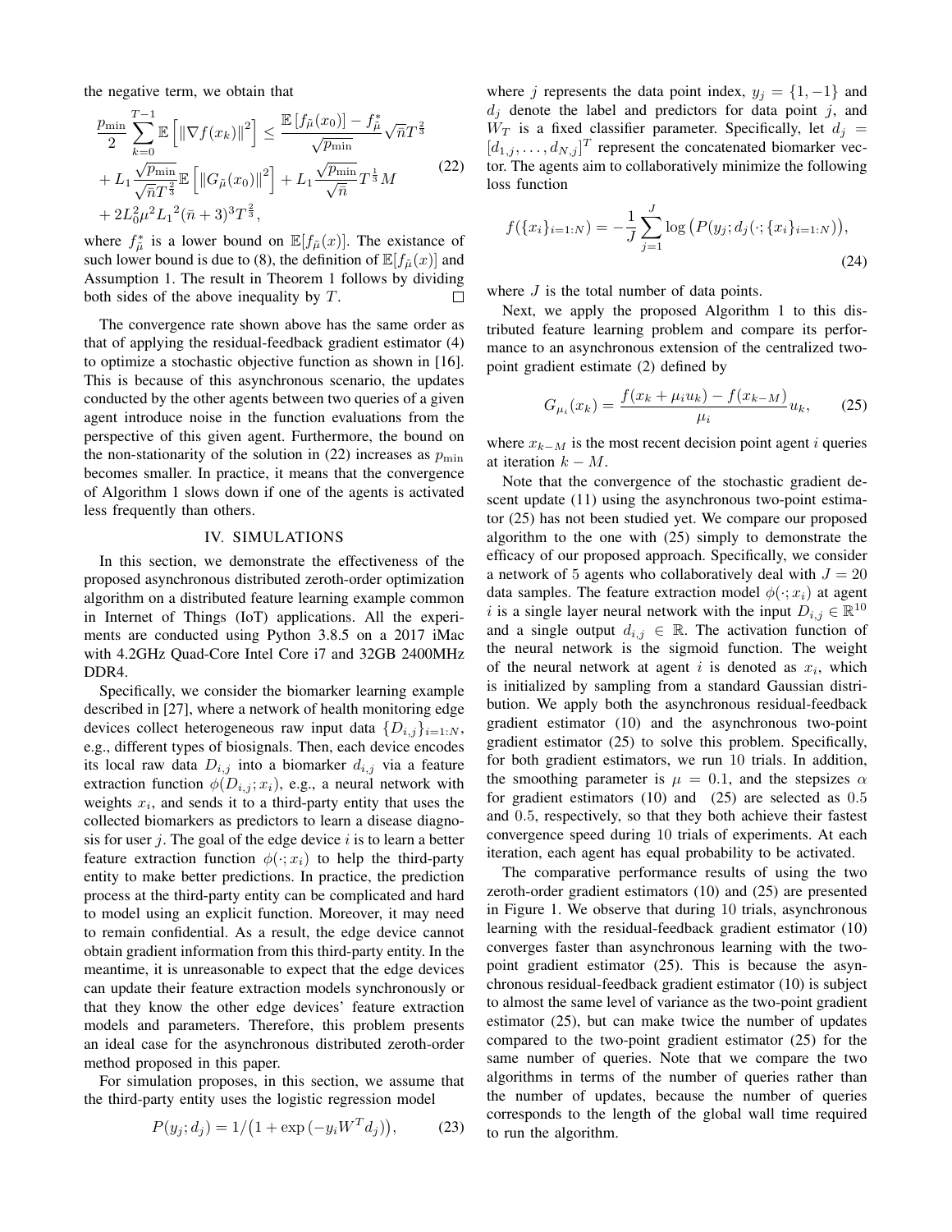the negative term, we obtain that

$$
\begin{aligned}
\frac{p_{\min}}{2}\sum_{k=0}^{T-1}\mathbb{E}\left[\|\nabla f(x_k)\|^2\right] &\leq \frac{\mathbb{E}\left[f_{\tilde{\mu}}(x_0)\right]-f_{\tilde{\mu}}^*}{\sqrt{p_{\min}}}\sqrt{\bar{n}}T^{\frac{2}{3}} \\
&+ L_1\frac{\sqrt{p_{\min}}}{\sqrt{\bar{n}}T^{\frac{2}{3}}}\mathbb{E}\left[\|G_{\tilde{\mu}}(x_0)\|^2\right] + L_1\frac{\sqrt{p_{\min}}}{\sqrt{\bar{n}}}T^{\frac{1}{3}}M \\
&+ 2L_0^2\mu^2 {L_1}^2(\bar{n}+3)^3T^{\frac{2}{3}},
\end{aligned}
\tag{22}
$$

where $f_{\tilde{\mu}}^*$ is a lower bound on $\mathbb{E}[f_{\tilde{\mu}}(x)]$. The existance of such lower bound is due to (8), the definition of $\mathbb{E}[f_{\tilde{\mu}}(x)]$ and Assumption 1. The result in Theorem 1 follows by dividing both sides of the above inequality by $T$. □

The convergence rate shown above has the same order as that of applying the residual-feedback gradient estimator (4) to optimize a stochastic objective function as shown in [16]. This is because of this asynchronous scenario, the updates conducted by the other agents between two queries of a given agent introduce noise in the function evaluations from the perspective of this given agent. Furthermore, the bound on the non-stationarity of the solution in (22) increases as $p_{\min}$ becomes smaller. In practice, it means that the convergence of Algorithm 1 slows down if one of the agents is activated less frequently than others.

## IV. SIMULATIONS

In this section, we demonstrate the effectiveness of the proposed asynchronous distributed zeroth-order optimization algorithm on a distributed feature learning example common in Internet of Things (IoT) applications. All the experiments are conducted using Python 3.8.5 on a 2017 iMac with 4.2GHz Quad-Core Intel Core i7 and 32GB 2400MHz DDR4.

Specifically, we consider the biomarker learning example described in [27], where a network of health monitoring edge devices collect heterogeneous raw input data $\{D_{i,j}\}_{i=1:N}$, e.g., different types of biosignals. Then, each device encodes its local raw data $D_{i,j}$ into a biomarker $d_{i,j}$ via a feature extraction function $\phi(D_{i,j}; x_i)$, e.g., a neural network with weights $x_i$, and sends it to a third-party entity that uses the collected biomarkers as predictors to learn a disease diagnosis for user $j$. The goal of the edge device $i$ is to learn a better feature extraction function $\phi(\cdot; x_i)$ to help the third-party entity to make better predictions. In practice, the prediction process at the third-party entity can be complicated and hard to model using an explicit function. Moreover, it may need to remain confidential. As a result, the edge device cannot obtain gradient information from this third-party entity. In the meantime, it is unreasonable to expect that the edge devices can update their feature extraction models synchronously or that they know the other edge devices' feature extraction models and parameters. Therefore, this problem presents an ideal case for the asynchronous distributed zeroth-order method proposed in this paper.

For simulation proposes, in this section, we assume that the third-party entity uses the logistic regression model

$$
P(y_j; d_j) = 1/\big(1+\exp\left(-y_i W^T d_j\right)\big), \tag{23}
$$

where $j$ represents the data point index, $y_j = \{1, -1\}$ and $d_j$ denote the label and predictors for data point $j$, and $W_T$ is a fixed classifier parameter. Specifically, let $d_j = [d_{1,j}, \ldots, d_{N,j}]^T$ represent the concatenated biomarker vector. The agents aim to collaboratively minimize the following loss function

$$
f(\{x_i\}_{i=1:N}) = -\frac{1}{J}\sum_{j=1}^{J}\log\big(P(y_j; d_j(\cdot; \{x_i\}_{i=1:N})\big), \tag{24}
$$

where $J$ is the total number of data points.

Next, we apply the proposed Algorithm 1 to this distributed feature learning problem and compare its performance to an asynchronous extension of the centralized two-point gradient estimate (2) defined by

$$
G_{\mu_i}(x_k) = \frac{f(x_k+\mu_i u_k) - f(x_{k-M})}{\mu_i}u_k, \tag{25}
$$

where $x_{k-M}$ is the most recent decision point agent $i$ queries at iteration $k-M$.

Note that the convergence of the stochastic gradient descent update (11) using the asynchronous two-point estimator (25) has not been studied yet. We compare our proposed algorithm to the one with (25) simply to demonstrate the efficacy of our proposed approach. Specifically, we consider a network of 5 agents who collaboratively deal with $J = 20$ data samples. The feature extraction model $\phi(\cdot; x_i)$ at agent $i$ is a single layer neural network with the input $D_{i,j} \in \mathbb{R}^{10}$ and a single output $d_{i,j} \in \mathbb{R}$. The activation function of the neural network is the sigmoid function. The weight of the neural network at agent $i$ is denoted as $x_i$, which is initialized by sampling from a standard Gaussian distribution. We apply both the asynchronous residual-feedback gradient estimator (10) and the asynchronous two-point gradient estimator (25) to solve this problem. Specifically, for both gradient estimators, we run 10 trials. In addition, the smoothing parameter is $\mu = 0.1$, and the stepsizes $\alpha$ for gradient estimators (10) and (25) are selected as 0.5 and 0.5, respectively, so that they both achieve their fastest convergence speed during 10 trials of experiments. At each iteration, each agent has equal probability to be activated.

The comparative performance results of using the two zeroth-order gradient estimators (10) and (25) are presented in Figure 1. We observe that during 10 trials, asynchronous learning with the residual-feedback gradient estimator (10) converges faster than asynchronous learning with the two-point gradient estimator (25). This is because the asynchronous residual-feedback gradient estimator (10) is subject to almost the same level of variance as the two-point gradient estimator (25), but can make twice the number of updates compared to the two-point gradient estimator (25) for the same number of queries. Note that we compare the two algorithms in terms of the number of queries rather than the number of updates, because the number of queries corresponds to the length of the global wall time required to run the algorithm.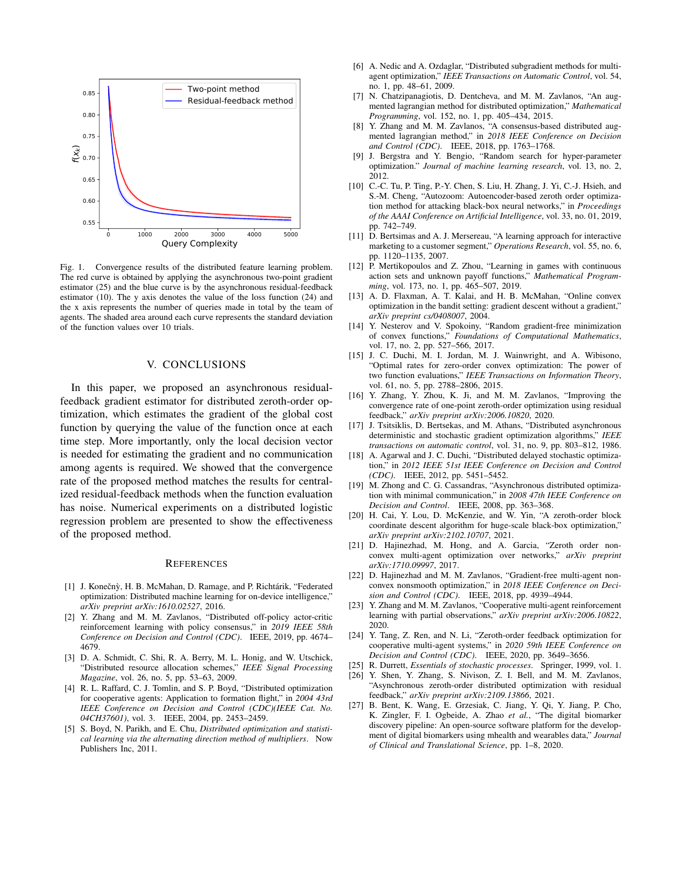Two-point method
Residual-feedback method

$f(x_k)$

0.85
0.80
0.75
0.70
0.65
0.60
0.55

0 1000 2000 3000 4000 5000

Query Complexity

Fig. 1. Convergence results of the distributed feature learning problem. The red curve is obtained by applying the asynchronous two-point gradient estimator (25) and the blue curve is by the asynchronous residual-feedback estimator (10). The y axis denotes the value of the loss function (24) and the x axis represents the number of queries made in total by the team of agents. The shaded area around each curve represents the standard deviation of the function values over 10 trials.

## V. CONCLUSIONS

In this paper, we proposed an asynchronous residual-feedback gradient estimator for distributed zeroth-order optimization, which estimates the gradient of the global cost function by querying the value of the function once at each time step. More importantly, only the local decision vector is needed for estimating the gradient and no communication among agents is required. We showed that the convergence rate of the proposed method matches the results for centralized residual-feedback methods when the function evaluation has noise. Numerical experiments on a distributed logistic regression problem are presented to show the effectiveness of the proposed method.

## REFERENCES

[1] J. Konečný, H. B. McMahan, D. Ramage, and P. Richtárik, "Federated optimization: Distributed machine learning for on-device intelligence," *arXiv preprint arXiv:1610.02527*, 2016.

[2] Y. Zhang and M. M. Zavlanos, "Distributed off-policy actor-critic reinforcement learning with policy consensus," in *2019 IEEE 58th Conference on Decision and Control (CDC)*. IEEE, 2019, pp. 4674–4679.

[3] D. A. Schmidt, C. Shi, R. A. Berry, M. L. Honig, and W. Utschick, "Distributed resource allocation schemes," *IEEE Signal Processing Magazine*, vol. 26, no. 5, pp. 53–63, 2009.

[4] R. L. Raffard, C. J. Tomlin, and S. P. Boyd, "Distributed optimization for cooperative agents: Application to formation flight," in *2004 43rd IEEE Conference on Decision and Control (CDC)(IEEE Cat. No. 04CH37601)*, vol. 3. IEEE, 2004, pp. 2453–2459.

[5] S. Boyd, N. Parikh, and E. Chu, *Distributed optimization and statistical learning via the alternating direction method of multipliers*. Now Publishers Inc, 2011.

[6] A. Nedic and A. Ozdaglar, "Distributed subgradient methods for multi-agent optimization," *IEEE Transactions on Automatic Control*, vol. 54, no. 1, pp. 48–61, 2009.

[7] N. Chatzipanagiotis, D. Dentcheva, and M. M. Zavlanos, "An augmented lagrangian method for distributed optimization," *Mathematical Programming*, vol. 152, no. 1, pp. 405–434, 2015.

[8] Y. Zhang and M. M. Zavlanos, "A consensus-based distributed augmented lagrangian method," in *2018 IEEE Conference on Decision and Control (CDC)*. IEEE, 2018, pp. 1763–1768.

[9] J. Bergstra and Y. Bengio, "Random search for hyper-parameter optimization." *Journal of machine learning research*, vol. 13, no. 2, 2012.

[10] C.-C. Tu, P. Ting, P.-Y. Chen, S. Liu, H. Zhang, J. Yi, C.-J. Hsieh, and S.-M. Cheng, "Autozoom: Autoencoder-based zeroth order optimization method for attacking black-box neural networks," in *Proceedings of the AAAI Conference on Artificial Intelligence*, vol. 33, no. 01, 2019, pp. 742–749.

[11] D. Bertsimas and A. J. Mersereau, "A learning approach for interactive marketing to a customer segment," *Operations Research*, vol. 55, no. 6, pp. 1120–1135, 2007.

[12] P. Mertikopoulos and Z. Zhou, "Learning in games with continuous action sets and unknown payoff functions," *Mathematical Programming*, vol. 173, no. 1, pp. 465–507, 2019.

[13] A. D. Flaxman, A. T. Kalai, and H. B. McMahan, "Online convex optimization in the bandit setting: gradient descent without a gradient," *arXiv preprint cs/0408007*, 2004.

[14] Y. Nesterov and V. Spokoiny, "Random gradient-free minimization of convex functions," *Foundations of Computational Mathematics*, vol. 17, no. 2, pp. 527–566, 2017.

[15] J. C. Duchi, M. I. Jordan, M. J. Wainwright, and A. Wibisono, "Optimal rates for zero-order convex optimization: The power of two function evaluations," *IEEE Transactions on Information Theory*, vol. 61, no. 5, pp. 2788–2806, 2015.

[16] Y. Zhang, Y. Zhou, K. Ji, and M. M. Zavlanos, "Improving the convergence rate of one-point zeroth-order optimization using residual feedback," *arXiv preprint arXiv:2006.10820*, 2020.

[17] J. Tsitsiklis, D. Bertsekas, and M. Athans, "Distributed asynchronous deterministic and stochastic gradient optimization algorithms," *IEEE transactions on automatic control*, vol. 31, no. 9, pp. 803–812, 1986.

[18] A. Agarwal and J. C. Duchi, "Distributed delayed stochastic optimization," in *2012 IEEE 51st IEEE Conference on Decision and Control (CDC)*. IEEE, 2012, pp. 5451–5452.

[19] M. Zhong and C. G. Cassandras, "Asynchronous distributed optimization with minimal communication," in *2008 47th IEEE Conference on Decision and Control*. IEEE, 2008, pp. 363–368.

[20] H. Cai, Y. Lou, D. McKenzie, and W. Yin, "A zeroth-order block coordinate descent algorithm for huge-scale black-box optimization," *arXiv preprint arXiv:2102.10707*, 2021.

[21] D. Hajinezhad, M. Hong, and A. Garcia, "Zeroth order nonconvex multi-agent optimization over networks," *arXiv preprint arXiv:1710.09997*, 2017.

[22] D. Hajinezhad and M. M. Zavlanos, "Gradient-free multi-agent nonconvex nonsmooth optimization," in *2018 IEEE Conference on Decision and Control (CDC)*. IEEE, 2018, pp. 4939–4944.

[23] Y. Zhang and M. M. Zavlanos, "Cooperative multi-agent reinforcement learning with partial observations," *arXiv preprint arXiv:2006.10822*, 2020.

[24] Y. Tang, Z. Ren, and N. Li, "Zeroth-order feedback optimization for cooperative multi-agent systems," in *2020 59th IEEE Conference on Decision and Control (CDC)*. IEEE, 2020, pp. 3649–3656.

[25] R. Durrett, *Essentials of stochastic processes*. Springer, 1999, vol. 1.

[26] Y. Shen, Y. Zhang, S. Nivison, Z. I. Bell, and M. M. Zavlanos, "Asynchronous zeroth-order distributed optimization with residual feedback," *arXiv preprint arXiv:2109.13866*, 2021.

[27] B. Bent, K. Wang, E. Grzesiak, C. Jiang, Y. Qi, Y. Jiang, P. Cho, K. Zingler, F. I. Ogbeide, A. Zhao *et al.*, "The digital biomarker discovery pipeline: An open-source software platform for the development of digital biomarkers using mhealth and wearables data," *Journal of Clinical and Translational Science*, pp. 1–8, 2020.